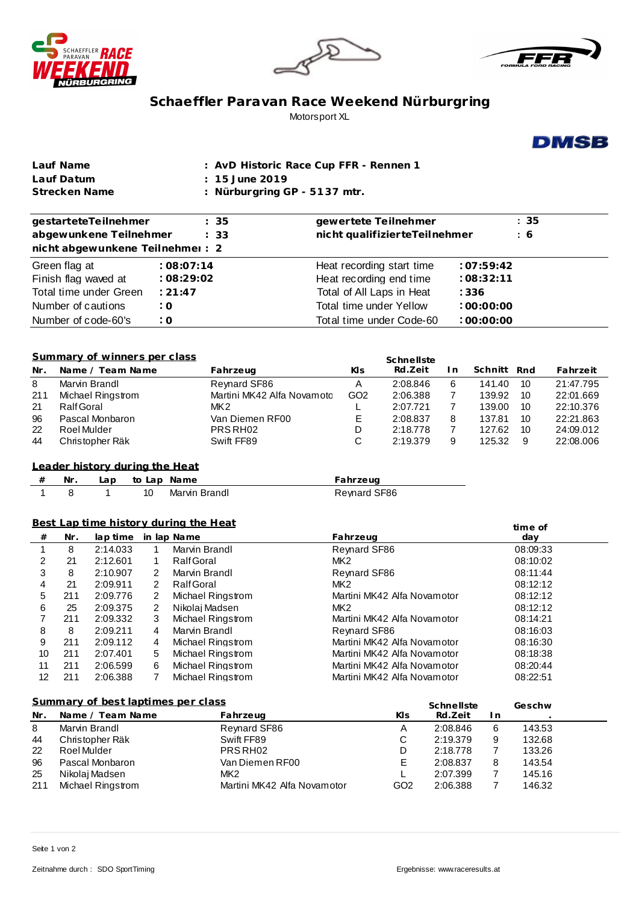# Schaeffler Paravan Race Weekend Nürburgring

Motorsport XL

| | |
|---|---|
| **Lauf Name** | **: AvD Historic Race Cup FFR - Rennen 1** |
| **Lauf Datum** | **: 15 June 2019** |
| **Strecken Name** | **: Nürburgring GP - 5137 mtr.** |

| | | | |
|---|---|---|---|
| **gestarteteTeilnehmer** | **: 35** | **gewertete Teilnehmer** | **: 35** |
| **abgewunkene Teilnehmer** | **: 33** | **nicht qualifizierteTeilnehmer** | **: 6** |
| **nicht abgewunkene Teilnehmer** | **: 2** | | |
| Green flag at | **: 08:07:14** | Heat recording start time | **: 07:59:42** |
| Finish flag waved at | **: 08:29:02** | Heat recording end time | **: 08:32:11** |
| Total time under Green | **: 21:47** | Total of All Laps in Heat | **: 336** |
| Number of cautions | **: 0** | Total time under Yellow | **: 00:00:00** |
| Number of code-60's | **: 0** | Total time under Code-60 | **: 00:00:00** |

## Summary of winners per class

| Nr. | Name / Team Name | Fahrzeug | Kls | Schnellste Rd.Zeit | In | Schnitt | Rnd | Fahrzeit |
|---|---|---|---|---|---|---|---|---|
| 8 | Marvin Brandl | Reynard SF86 | A | 2:08.846 | 6 | 141.40 | 10 | 21:47.795 |
| 211 | Michael Ringstrom | Martini MK42 Alfa Novamoto | GO2 | 2:06.388 | 7 | 139.92 | 10 | 22:01.669 |
| 21 | Ralf Goral | MK2 | L | 2:07.721 | 7 | 139.00 | 10 | 22:10.376 |
| 96 | Pascal Monbaron | Van Diemen RF00 | E | 2:08.837 | 8 | 137.81 | 10 | 22:21.863 |
| 22 | Roel Mulder | PRS RH02 | D | 2:18.778 | 7 | 127.62 | 10 | 24:09.012 |
| 44 | Christopher Räk | Swift FF89 | C | 2:19.379 | 9 | 125.32 | 9 | 22:08.006 |

## Leader history during the Heat

| # | Nr. | Lap | to Lap | Name | Fahrzeug |
|---|---|---|---|---|---|
| 1 | 8 | 1 | 10 | Marvin Brandl | Reynard SF86 |

## Best Lap time history during the Heat

| # | Nr. | lap time | in lap | Name | Fahrzeug | time of day |
|---|---|---|---|---|---|---|
| 1 | 8 | 2:14.033 | 1 | Marvin Brandl | Reynard SF86 | 08:09:33 |
| 2 | 21 | 2:12.601 | 1 | Ralf Goral | MK2 | 08:10:02 |
| 3 | 8 | 2:10.907 | 2 | Marvin Brandl | Reynard SF86 | 08:11:44 |
| 4 | 21 | 2:09.911 | 2 | Ralf Goral | MK2 | 08:12:12 |
| 5 | 211 | 2:09.776 | 2 | Michael Ringstrom | Martini MK42 Alfa Novamotor | 08:12:12 |
| 6 | 25 | 2:09.375 | 2 | Nikolaj Madsen | MK2 | 08:12:12 |
| 7 | 211 | 2:09.332 | 3 | Michael Ringstrom | Martini MK42 Alfa Novamotor | 08:14:21 |
| 8 | 8 | 2:09.211 | 4 | Marvin Brandl | Reynard SF86 | 08:16:03 |
| 9 | 211 | 2:09.112 | 4 | Michael Ringstrom | Martini MK42 Alfa Novamotor | 08:16:30 |
| 10 | 211 | 2:07.401 | 5 | Michael Ringstrom | Martini MK42 Alfa Novamotor | 08:18:38 |
| 11 | 211 | 2:06.599 | 6 | Michael Ringstrom | Martini MK42 Alfa Novamotor | 08:20:44 |
| 12 | 211 | 2:06.388 | 7 | Michael Ringstrom | Martini MK42 Alfa Novamotor | 08:22:51 |

## Summary of best laptimes per class

| Nr. | Name / Team Name | Fahrzeug | Kls | Schnellste Rd.Zeit | In | Geschw. |
|---|---|---|---|---|---|---|
| 8 | Marvin Brandl | Reynard SF86 | A | 2:08.846 | 6 | 143.53 |
| 44 | Christopher Räk | Swift FF89 | C | 2:19.379 | 9 | 132.68 |
| 22 | Roel Mulder | PRS RH02 | D | 2:18.778 | 7 | 133.26 |
| 96 | Pascal Monbaron | Van Diemen RF00 | E | 2:08.837 | 8 | 143.54 |
| 25 | Nikolaj Madsen | MK2 | L | 2:07.399 | 7 | 145.16 |
| 211 | Michael Ringstrom | Martini MK42 Alfa Novamotor | GO2 | 2:06.388 | 7 | 146.32 |

Zeitnahme durch : SDO SportTiming

Ergebnisse: www.raceresults.at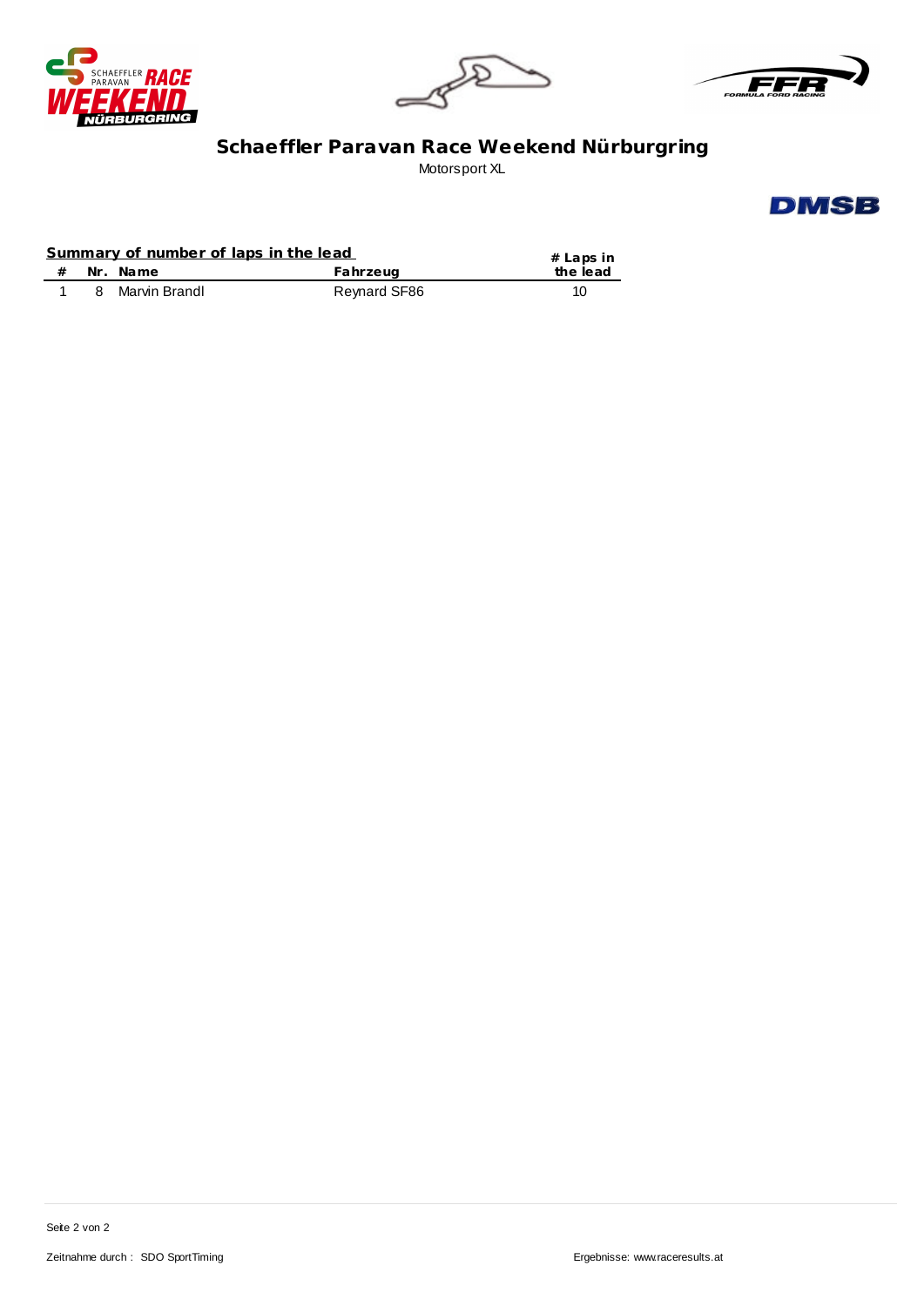# Schaeffler Paravan Race Weekend Nürburgring

Motorsport XL

**Summary of number of laps in the lead**

| # | Nr. | Name | Fahrzeug | # Laps in the lead |
|---|---|---|---|---|
| 1 | 8 | Marvin Brandl | Reynard SF86 | 10 |

Zeitnahme durch : SDO SportTiming

Ergebnisse: www.raceresults.at